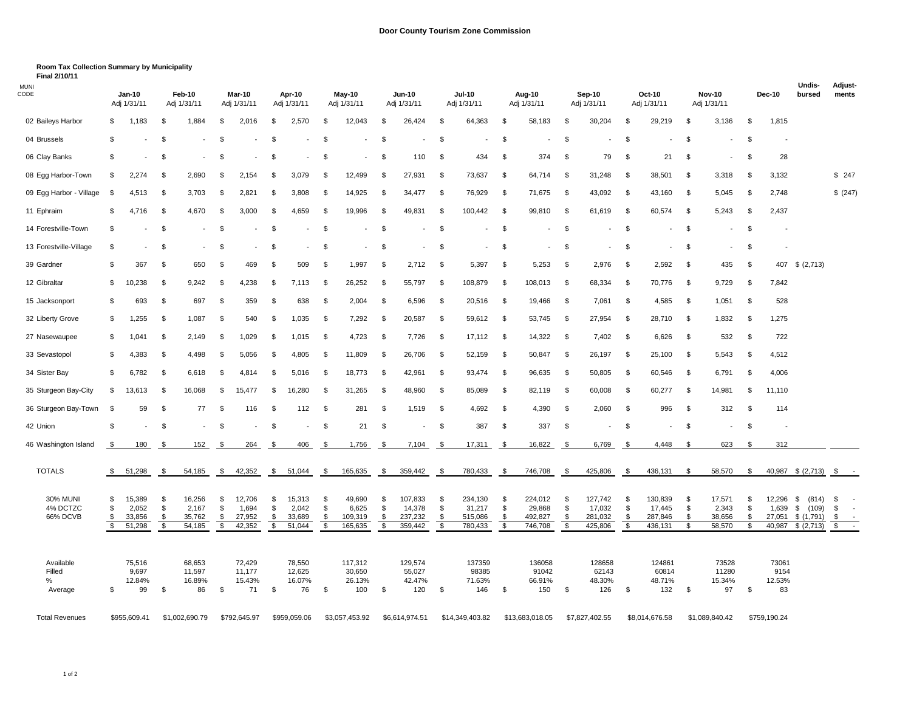# Door County Tourism Zone Commission

**Room Tax Collection Summary by Municipality**
**Final 2/10/11**

| MUNI CODE | Jan-10 Adj 1/31/11 | Feb-10 Adj 1/31/11 | Mar-10 Adj 1/31/11 | Apr-10 Adj 1/31/11 | May-10 Adj 1/31/11 | Jun-10 Adj 1/31/11 | Jul-10 Adj 1/31/11 | Aug-10 Adj 1/31/11 | Sep-10 Adj 1/31/11 | Oct-10 Adj 1/31/11 | Nov-10 Adj 1/31/11 | Dec-10 | Undis-bursed | Adjust-ments |
|---|---|---|---|---|---|---|---|---|---|---|---|---|---|---|
| 02 Baileys Harbor | $ 1,183 | $ 1,884 | $ 2,016 | $ 2,570 | $ 12,043 | $ 26,424 | $ 64,363 | $ 58,183 | $ 30,204 | $ 29,219 | $ 3,136 | $ 1,815 | | |
| 04 Brussels | $ - | $ - | $ - | $ - | $ - | $ - | $ - | $ - | $ - | $ - | $ - | $ - | | |
| 06 Clay Banks | $ - | $ - | $ - | $ - | $ - | $ 110 | $ 434 | $ 374 | $ 79 | $ 21 | $ - | $ 28 | | |
| 08 Egg Harbor-Town | $ 2,274 | $ 2,690 | $ 2,154 | $ 3,079 | $ 12,499 | $ 27,931 | $ 73,637 | $ 64,714 | $ 31,248 | $ 38,501 | $ 3,318 | $ 3,132 | | $ 247 |
| 09 Egg Harbor - Village | $ 4,513 | $ 3,703 | $ 2,821 | $ 3,808 | $ 14,925 | $ 34,477 | $ 76,929 | $ 71,675 | $ 43,092 | $ 43,160 | $ 5,045 | $ 2,748 | | $ (247) |
| 11 Ephraim | $ 4,716 | $ 4,670 | $ 3,000 | $ 4,659 | $ 19,996 | $ 49,831 | $ 100,442 | $ 99,810 | $ 61,619 | $ 60,574 | $ 5,243 | $ 2,437 | | |
| 14 Forestville-Town | $ - | $ - | $ - | $ - | $ - | $ - | $ - | $ - | $ - | $ - | $ - | $ - | | |
| 13 Forestville-Village | $ - | $ - | $ - | $ - | $ - | $ - | $ - | $ - | $ - | $ - | $ - | $ - | | |
| 39 Gardner | $ 367 | $ 650 | $ 469 | $ 509 | $ 1,997 | $ 2,712 | $ 5,397 | $ 5,253 | $ 2,976 | $ 2,592 | $ 435 | $ 407 | $ (2,713) | |
| 12 Gibraltar | $ 10,238 | $ 9,242 | $ 4,238 | $ 7,113 | $ 26,252 | $ 55,797 | $ 108,879 | $ 108,013 | $ 68,334 | $ 70,776 | $ 9,729 | $ 7,842 | | |
| 15 Jacksonport | $ 693 | $ 697 | $ 359 | $ 638 | $ 2,004 | $ 6,596 | $ 20,516 | $ 19,466 | $ 7,061 | $ 4,585 | $ 1,051 | $ 528 | | |
| 32 Liberty Grove | $ 1,255 | $ 1,087 | $ 540 | $ 1,035 | $ 7,292 | $ 20,587 | $ 59,612 | $ 53,745 | $ 27,954 | $ 28,710 | $ 1,832 | $ 1,275 | | |
| 27 Nasewaupee | $ 1,041 | $ 2,149 | $ 1,029 | $ 1,015 | $ 4,723 | $ 7,726 | $ 17,112 | $ 14,322 | $ 7,402 | $ 6,626 | $ 532 | $ 722 | | |
| 33 Sevastopol | $ 4,383 | $ 4,498 | $ 5,056 | $ 4,805 | $ 11,809 | $ 26,706 | $ 52,159 | $ 50,847 | $ 26,197 | $ 25,100 | $ 5,543 | $ 4,512 | | |
| 34 Sister Bay | $ 6,782 | $ 6,618 | $ 4,814 | $ 5,016 | $ 18,773 | $ 42,961 | $ 93,474 | $ 96,635 | $ 50,805 | $ 60,546 | $ 6,791 | $ 4,006 | | |
| 35 Sturgeon Bay-City | $ 13,613 | $ 16,068 | $ 15,477 | $ 16,280 | $ 31,265 | $ 48,960 | $ 85,089 | $ 82,119 | $ 60,008 | $ 60,277 | $ 14,981 | $ 11,110 | | |
| 36 Sturgeon Bay-Town | $ 59 | $ 77 | $ 116 | $ 112 | $ 281 | $ 1,519 | $ 4,692 | $ 4,390 | $ 2,060 | $ 996 | $ 312 | $ 114 | | |
| 42 Union | $ - | $ - | $ - | $ - | $ 21 | $ - | $ 387 | $ 337 | $ - | $ - | $ - | $ - | | |
| 46 Washington Island | $ 180 | $ 152 | $ 264 | $ 406 | $ 1,756 | $ 7,104 | $ 17,311 | $ 16,822 | $ 6,769 | $ 4,448 | $ 623 | $ 312 | | |
| TOTALS | $ 51,298 | $ 54,185 | $ 42,352 | $ 51,044 | $ 165,635 | $ 359,442 | $ 780,433 | $ 746,708 | $ 425,806 | $ 436,131 | $ 58,570 | $ 40,987 | $ (2,713) | $ - |
| 30% MUNI | $ 15,389 | $ 16,256 | $ 12,706 | $ 15,313 | $ 49,690 | $ 107,833 | $ 234,130 | $ 224,012 | $ 127,742 | $ 130,839 | $ 17,571 | $ 12,296 | $ (814) | $ - |
| 4% DCTZC | $ 2,052 | $ 2,167 | $ 1,694 | $ 2,042 | $ 6,625 | $ 14,378 | $ 31,217 | $ 29,868 | $ 17,032 | $ 17,445 | $ 2,343 | $ 1,639 | $ (109) | $ - |
| 66% DCVB | $ 33,856 | $ 35,762 | $ 27,952 | $ 33,689 | $ 109,319 | $ 237,232 | $ 515,086 | $ 492,827 | $ 281,032 | $ 287,846 | $ 38,656 | $ 27,051 | $ (1,791) | $ - |
| | $ 51,298 | $ 54,185 | $ 42,352 | $ 51,044 | $ 165,635 | $ 359,442 | $ 780,433 | $ 746,708 | $ 425,806 | $ 436,131 | $ 58,570 | $ 40,987 | $ (2,713) | $ - |
| Available | 75,516 | 68,653 | 72,429 | 78,550 | 117,312 | 129,574 | 137359 | 136058 | 128658 | 124861 | 73528 | 73061 | | |
| Filled | 9,697 | 11,597 | 11,177 | 12,625 | 30,650 | 55,027 | 98385 | 91042 | 62143 | 60814 | 11280 | 9154 | | |
| % | 12.84% | 16.89% | 15.43% | 16.07% | 26.13% | 42.47% | 71.63% | 66.91% | 48.30% | 48.71% | 15.34% | 12.53% | | |
| Average | $ 99 | $ 86 | $ 71 | $ 76 | $ 100 | $ 120 | $ 146 | $ 150 | $ 126 | $ 132 | $ 97 | $ 83 | | |
| Total Revenues | $955,609.41 | $1,002,690.79 | $792,645.97 | $959,059.06 | $3,057,453.92 | $6,614,974.51 | $14,349,403.82 | $13,683,018.05 | $7,827,402.55 | $8,014,676.58 | $1,089,840.42 | $759,190.24 | | |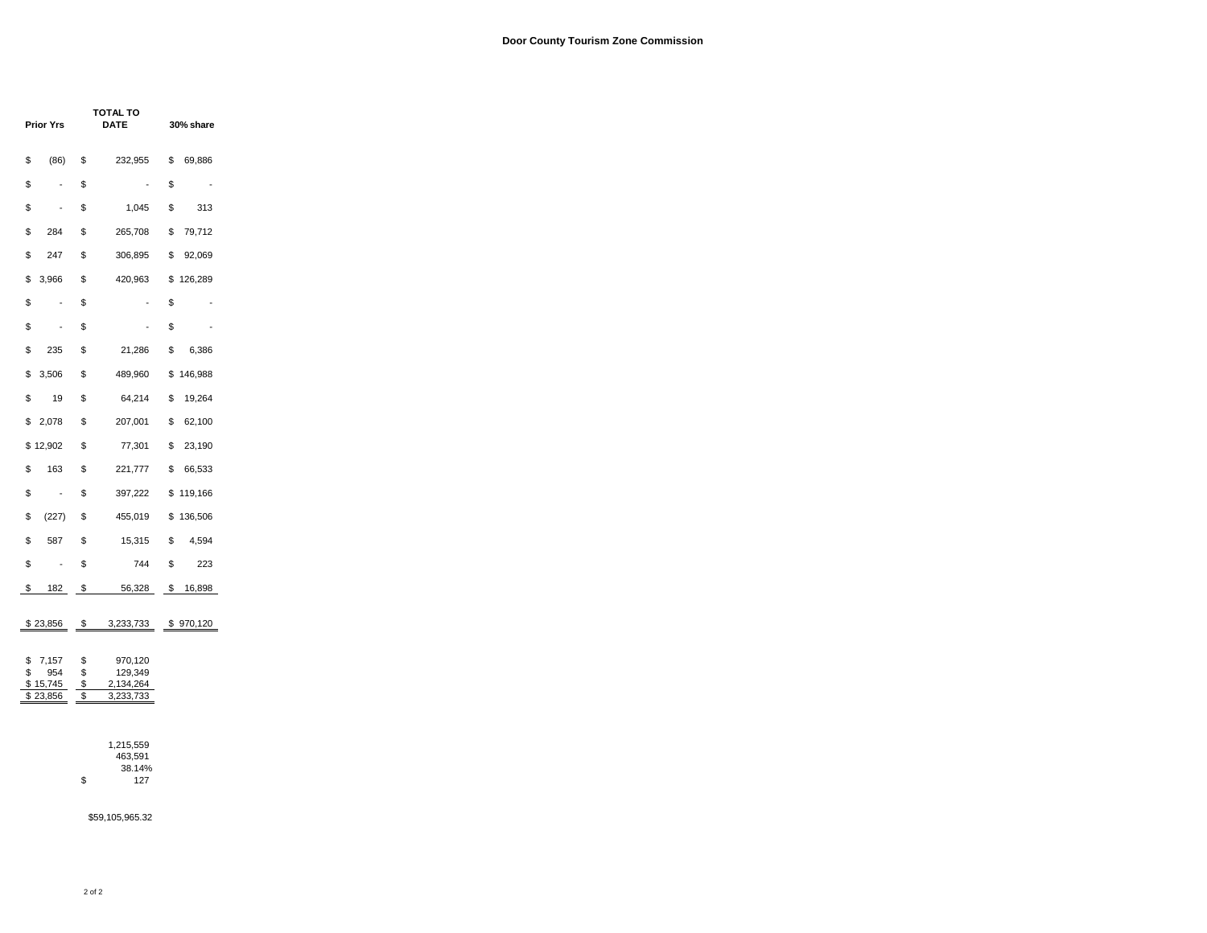**Door County Tourism Zone Commission**

| Prior Yrs | TOTAL TO DATE | 30% share |
|---|---|---|
| $ (86) | $ 232,955 | $ 69,886 |
| $ - | $ - | $ - |
| $ - | $ 1,045 | $ 313 |
| $ 284 | $ 265,708 | $ 79,712 |
| $ 247 | $ 306,895 | $ 92,069 |
| $ 3,966 | $ 420,963 | $ 126,289 |
| $ - | $ - | $ - |
| $ - | $ - | $ - |
| $ 235 | $ 21,286 | $ 6,386 |
| $ 3,506 | $ 489,960 | $ 146,988 |
| $ 19 | $ 64,214 | $ 19,264 |
| $ 2,078 | $ 207,001 | $ 62,100 |
| $ 12,902 | $ 77,301 | $ 23,190 |
| $ 163 | $ 221,777 | $ 66,533 |
| $ - | $ 397,222 | $ 119,166 |
| $ (227) | $ 455,019 | $ 136,506 |
| $ 587 | $ 15,315 | $ 4,594 |
| $ - | $ 744 | $ 223 |
| $ 182 | $ 56,328 | $ 16,898 |
| $ 23,856 | $ 3,233,733 | $ 970,120 |

| | |
|---|---|
| $ 7,157 | $ 970,120 |
| $ 954 | $ 129,349 |
| $ 15,745 | $ 2,134,264 |
| $ 23,856 | $ 3,233,733 |

1,215,559
463,591
38.14%
$ 127

$59,105,965.32